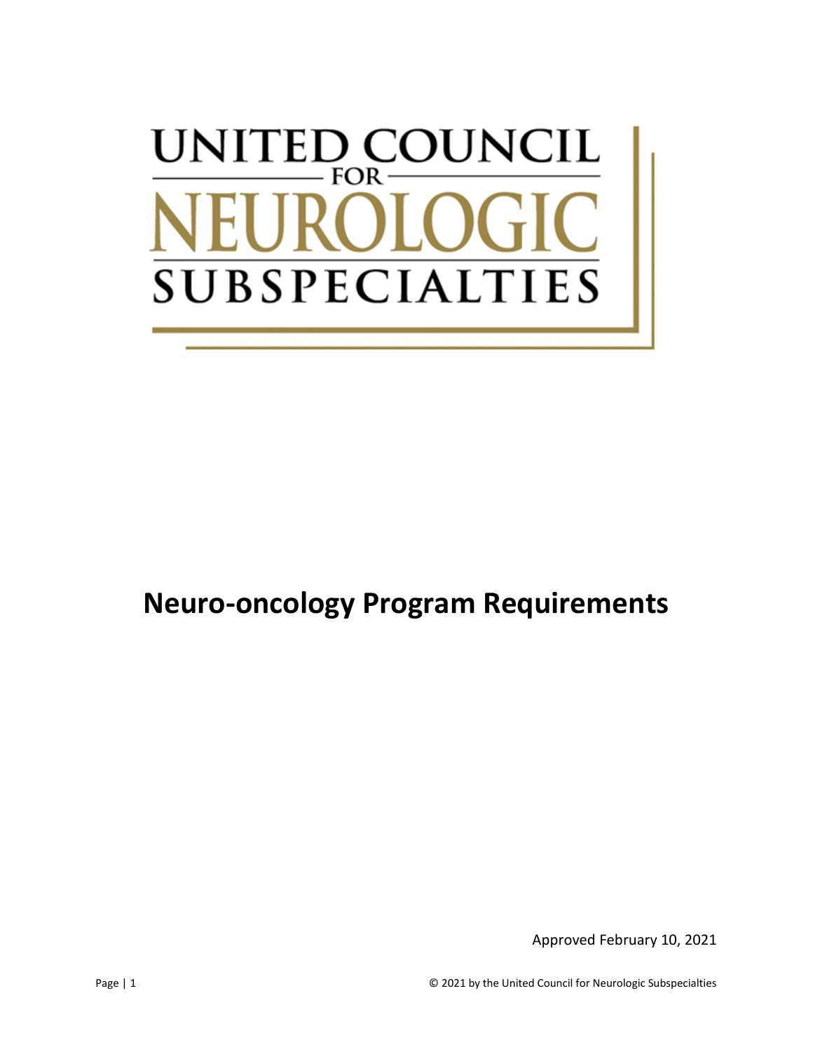UNITED COUNCIL FOR NEUROLOGIC SUBSPECIALTIES

# Neuro-oncology Program Requirements

Approved February 10, 2021

© 2021 by the United Council for Neurologic Subspecialties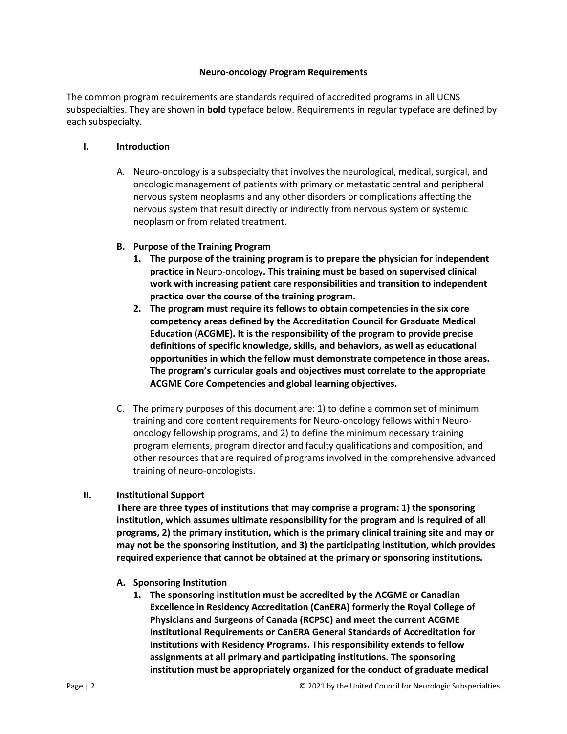**Neuro-oncology Program Requirements**

The common program requirements are standards required of accredited programs in all UCNS subspecialties. They are shown in **bold** typeface below. Requirements in regular typeface are defined by each subspecialty.

## I. Introduction

A. Neuro-oncology is a subspecialty that involves the neurological, medical, surgical, and oncologic management of patients with primary or metastatic central and peripheral nervous system neoplasms and any other disorders or complications affecting the nervous system that result directly or indirectly from nervous system or systemic neoplasm or from related treatment.

**B. Purpose of the Training Program**

1. **The purpose of the training program is to prepare the physician for independent practice in** Neuro-oncology**. This training must be based on supervised clinical work with increasing patient care responsibilities and transition to independent practice over the course of the training program.**
2. **The program must require its fellows to obtain competencies in the six core competency areas defined by the Accreditation Council for Graduate Medical Education (ACGME). It is the responsibility of the program to provide precise definitions of specific knowledge, skills, and behaviors, as well as educational opportunities in which the fellow must demonstrate competence in those areas. The program's curricular goals and objectives must correlate to the appropriate ACGME Core Competencies and global learning objectives.**

C. The primary purposes of this document are: 1) to define a common set of minimum training and core content requirements for Neuro-oncology fellows within Neuro-oncology fellowship programs, and 2) to define the minimum necessary training program elements, program director and faculty qualifications and composition, and other resources that are required of programs involved in the comprehensive advanced training of neuro-oncologists.

## II. Institutional Support

**There are three types of institutions that may comprise a program: 1) the sponsoring institution, which assumes ultimate responsibility for the program and is required of all programs, 2) the primary institution, which is the primary clinical training site and may or may not be the sponsoring institution, and 3) the participating institution, which provides required experience that cannot be obtained at the primary or sponsoring institutions.**

**A. Sponsoring Institution**

1. **The sponsoring institution must be accredited by the ACGME or Canadian Excellence in Residency Accreditation (CanERA) formerly the Royal College of Physicians and Surgeons of Canada (RCPSC) and meet the current ACGME Institutional Requirements or CanERA General Standards of Accreditation for Institutions with Residency Programs. This responsibility extends to fellow assignments at all primary and participating institutions. The sponsoring institution must be appropriately organized for the conduct of graduate medical**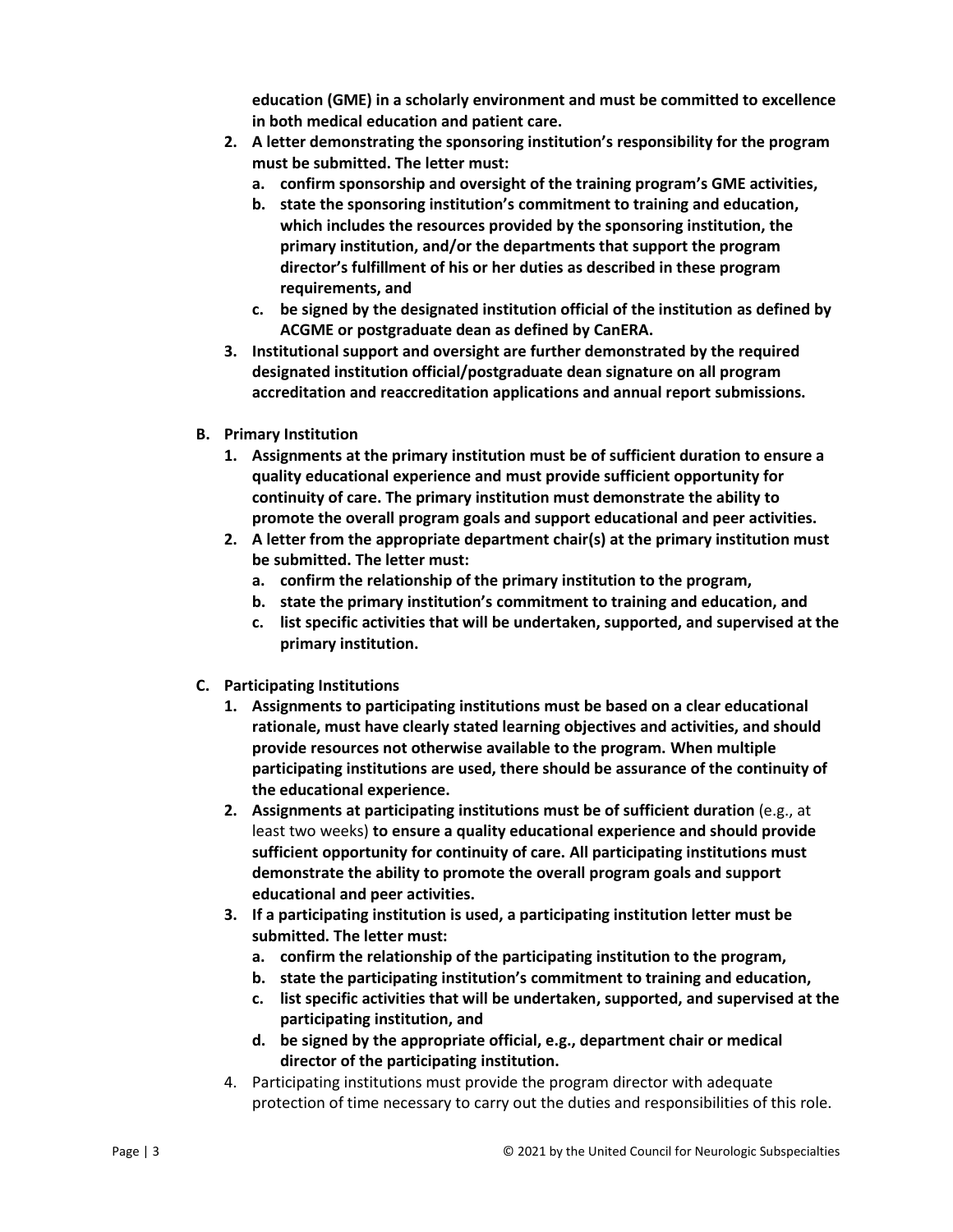**education (GME) in a scholarly environment and must be committed to excellence in both medical education and patient care.**

2. **A letter demonstrating the sponsoring institution's responsibility for the program must be submitted. The letter must:**
   a. **confirm sponsorship and oversight of the training program's GME activities,**
   b. **state the sponsoring institution's commitment to training and education, which includes the resources provided by the sponsoring institution, the primary institution, and/or the departments that support the program director's fulfillment of his or her duties as described in these program requirements, and**
   c. **be signed by the designated institution official of the institution as defined by ACGME or postgraduate dean as defined by CanERA.**
3. **Institutional support and oversight are further demonstrated by the required designated institution official/postgraduate dean signature on all program accreditation and reaccreditation applications and annual report submissions.**

**B. Primary Institution**

1. **Assignments at the primary institution must be of sufficient duration to ensure a quality educational experience and must provide sufficient opportunity for continuity of care. The primary institution must demonstrate the ability to promote the overall program goals and support educational and peer activities.**
2. **A letter from the appropriate department chair(s) at the primary institution must be submitted. The letter must:**
   a. **confirm the relationship of the primary institution to the program,**
   b. **state the primary institution's commitment to training and education, and**
   c. **list specific activities that will be undertaken, supported, and supervised at the primary institution.**

**C. Participating Institutions**

1. **Assignments to participating institutions must be based on a clear educational rationale, must have clearly stated learning objectives and activities, and should provide resources not otherwise available to the program. When multiple participating institutions are used, there should be assurance of the continuity of the educational experience.**
2. **Assignments at participating institutions must be of sufficient duration** (e.g., at least two weeks) **to ensure a quality educational experience and should provide sufficient opportunity for continuity of care. All participating institutions must demonstrate the ability to promote the overall program goals and support educational and peer activities.**
3. **If a participating institution is used, a participating institution letter must be submitted. The letter must:**
   a. **confirm the relationship of the participating institution to the program,**
   b. **state the participating institution's commitment to training and education,**
   c. **list specific activities that will be undertaken, supported, and supervised at the participating institution, and**
   d. **be signed by the appropriate official, e.g., department chair or medical director of the participating institution.**
4. Participating institutions must provide the program director with adequate protection of time necessary to carry out the duties and responsibilities of this role.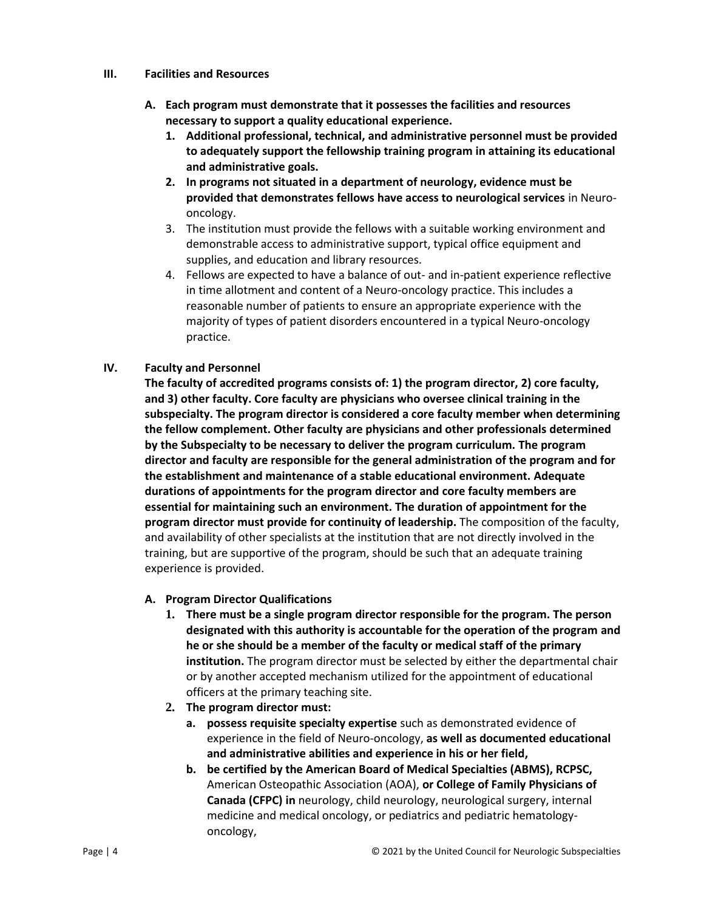## III. Facilities and Resources

**A. Each program must demonstrate that it possesses the facilities and resources necessary to support a quality educational experience.**

1. **Additional professional, technical, and administrative personnel must be provided to adequately support the fellowship training program in attaining its educational and administrative goals.**
2. **In programs not situated in a department of neurology, evidence must be provided that demonstrates fellows have access to neurological services** in Neuro-oncology.
3. The institution must provide the fellows with a suitable working environment and demonstrable access to administrative support, typical office equipment and supplies, and education and library resources.
4. Fellows are expected to have a balance of out- and in-patient experience reflective in time allotment and content of a Neuro-oncology practice. This includes a reasonable number of patients to ensure an appropriate experience with the majority of types of patient disorders encountered in a typical Neuro-oncology practice.

## IV. Faculty and Personnel

**The faculty of accredited programs consists of: 1) the program director, 2) core faculty, and 3) other faculty. Core faculty are physicians who oversee clinical training in the subspecialty. The program director is considered a core faculty member when determining the fellow complement. Other faculty are physicians and other professionals determined by the Subspecialty to be necessary to deliver the program curriculum. The program director and faculty are responsible for the general administration of the program and for the establishment and maintenance of a stable educational environment. Adequate durations of appointments for the program director and core faculty members are essential for maintaining such an environment. The duration of appointment for the program director must provide for continuity of leadership.** The composition of the faculty, and availability of other specialists at the institution that are not directly involved in the training, but are supportive of the program, should be such that an adequate training experience is provided.

**A. Program Director Qualifications**

1. **There must be a single program director responsible for the program. The person designated with this authority is accountable for the operation of the program and he or she should be a member of the faculty or medical staff of the primary institution.** The program director must be selected by either the departmental chair or by another accepted mechanism utilized for the appointment of educational officers at the primary teaching site.
2. **The program director must:**
   a. **possess requisite specialty expertise** such as demonstrated evidence of experience in the field of Neuro-oncology, **as well as documented educational and administrative abilities and experience in his or her field,**
   b. **be certified by the American Board of Medical Specialties (ABMS), RCPSC,** American Osteopathic Association (AOA), **or College of Family Physicians of Canada (CFPC) in** neurology, child neurology, neurological surgery, internal medicine and medical oncology, or pediatrics and pediatric hematology-oncology,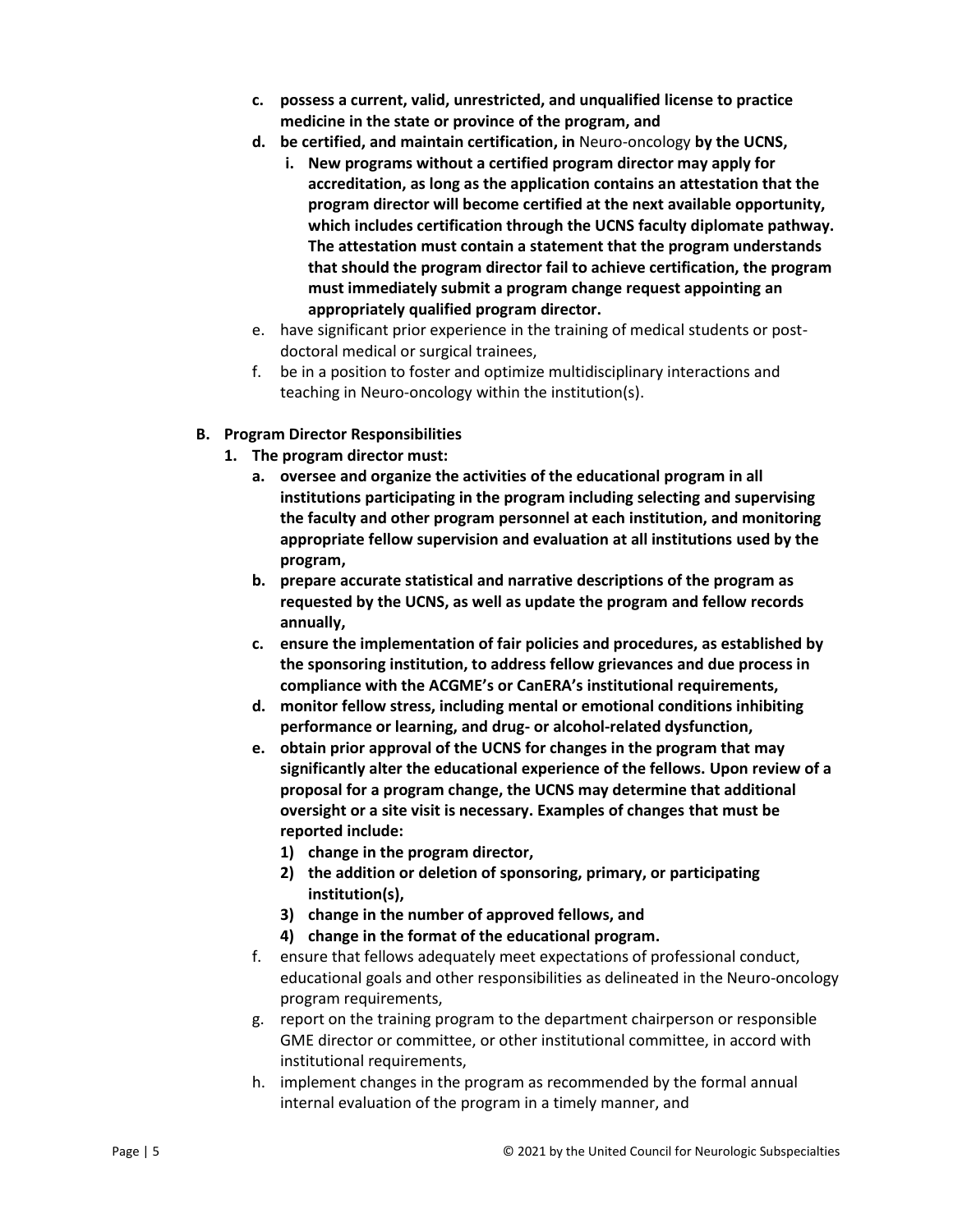c. **possess a current, valid, unrestricted, and unqualified license to practice medicine in the state or province of the program, and**
d. **be certified, and maintain certification, in** Neuro-oncology **by the UCNS,**
   i. **New programs without a certified program director may apply for accreditation, as long as the application contains an attestation that the program director will become certified at the next available opportunity, which includes certification through the UCNS faculty diplomate pathway. The attestation must contain a statement that the program understands that should the program director fail to achieve certification, the program must immediately submit a program change request appointing an appropriately qualified program director.**
e. have significant prior experience in the training of medical students or post-doctoral medical or surgical trainees,
f. be in a position to foster and optimize multidisciplinary interactions and teaching in Neuro-oncology within the institution(s).

**B. Program Director Responsibilities**

1. **The program director must:**
   a. **oversee and organize the activities of the educational program in all institutions participating in the program including selecting and supervising the faculty and other program personnel at each institution, and monitoring appropriate fellow supervision and evaluation at all institutions used by the program,**
   b. **prepare accurate statistical and narrative descriptions of the program as requested by the UCNS, as well as update the program and fellow records annually,**
   c. **ensure the implementation of fair policies and procedures, as established by the sponsoring institution, to address fellow grievances and due process in compliance with the ACGME's or CanERA's institutional requirements,**
   d. **monitor fellow stress, including mental or emotional conditions inhibiting performance or learning, and drug- or alcohol-related dysfunction,**
   e. **obtain prior approval of the UCNS for changes in the program that may significantly alter the educational experience of the fellows. Upon review of a proposal for a program change, the UCNS may determine that additional oversight or a site visit is necessary. Examples of changes that must be reported include:**
      1) **change in the program director,**
      2) **the addition or deletion of sponsoring, primary, or participating institution(s),**
      3) **change in the number of approved fellows, and**
      4) **change in the format of the educational program.**
   f. ensure that fellows adequately meet expectations of professional conduct, educational goals and other responsibilities as delineated in the Neuro-oncology program requirements,
   g. report on the training program to the department chairperson or responsible GME director or committee, or other institutional committee, in accord with institutional requirements,
   h. implement changes in the program as recommended by the formal annual internal evaluation of the program in a timely manner, and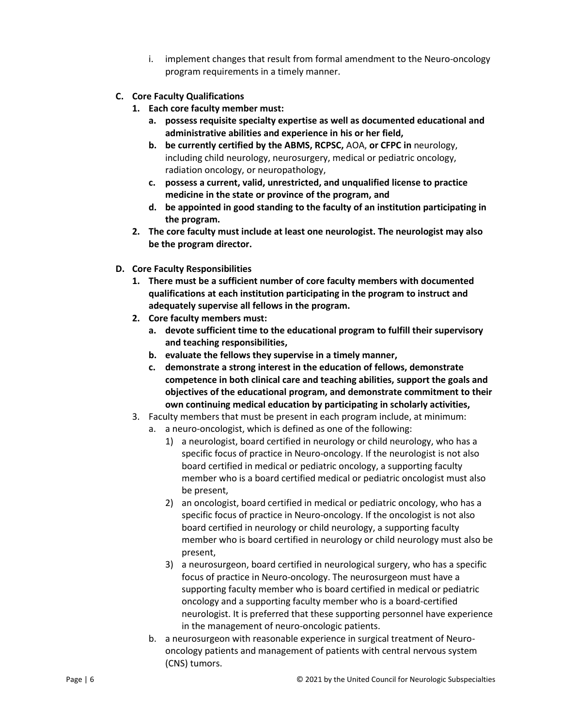i. implement changes that result from formal amendment to the Neuro-oncology program requirements in a timely manner.

**C. Core Faculty Qualifications**

**1. Each core faculty member must:**

**a. possess requisite specialty expertise as well as documented educational and administrative abilities and experience in his or her field,**

**b. be currently certified by the ABMS, RCPSC,** AOA, **or CFPC in** neurology, including child neurology, neurosurgery, medical or pediatric oncology, radiation oncology, or neuropathology,

**c. possess a current, valid, unrestricted, and unqualified license to practice medicine in the state or province of the program, and**

**d. be appointed in good standing to the faculty of an institution participating in the program.**

**2. The core faculty must include at least one neurologist. The neurologist may also be the program director.**

**D. Core Faculty Responsibilities**

**1. There must be a sufficient number of core faculty members with documented qualifications at each institution participating in the program to instruct and adequately supervise all fellows in the program.**

**2. Core faculty members must:**

**a. devote sufficient time to the educational program to fulfill their supervisory and teaching responsibilities,**

**b. evaluate the fellows they supervise in a timely manner,**

**c. demonstrate a strong interest in the education of fellows, demonstrate competence in both clinical care and teaching abilities, support the goals and objectives of the educational program, and demonstrate commitment to their own continuing medical education by participating in scholarly activities,**

3. Faculty members that must be present in each program include, at minimum:

a. a neuro-oncologist, which is defined as one of the following:

1) a neurologist, board certified in neurology or child neurology, who has a specific focus of practice in Neuro-oncology. If the neurologist is not also board certified in medical or pediatric oncology, a supporting faculty member who is a board certified medical or pediatric oncologist must also be present,

2) an oncologist, board certified in medical or pediatric oncology, who has a specific focus of practice in Neuro-oncology. If the oncologist is not also board certified in neurology or child neurology, a supporting faculty member who is board certified in neurology or child neurology must also be present,

3) a neurosurgeon, board certified in neurological surgery, who has a specific focus of practice in Neuro-oncology. The neurosurgeon must have a supporting faculty member who is board certified in medical or pediatric oncology and a supporting faculty member who is a board-certified neurologist. It is preferred that these supporting personnel have experience in the management of neuro-oncologic patients.

b. a neurosurgeon with reasonable experience in surgical treatment of Neuro-oncology patients and management of patients with central nervous system (CNS) tumors.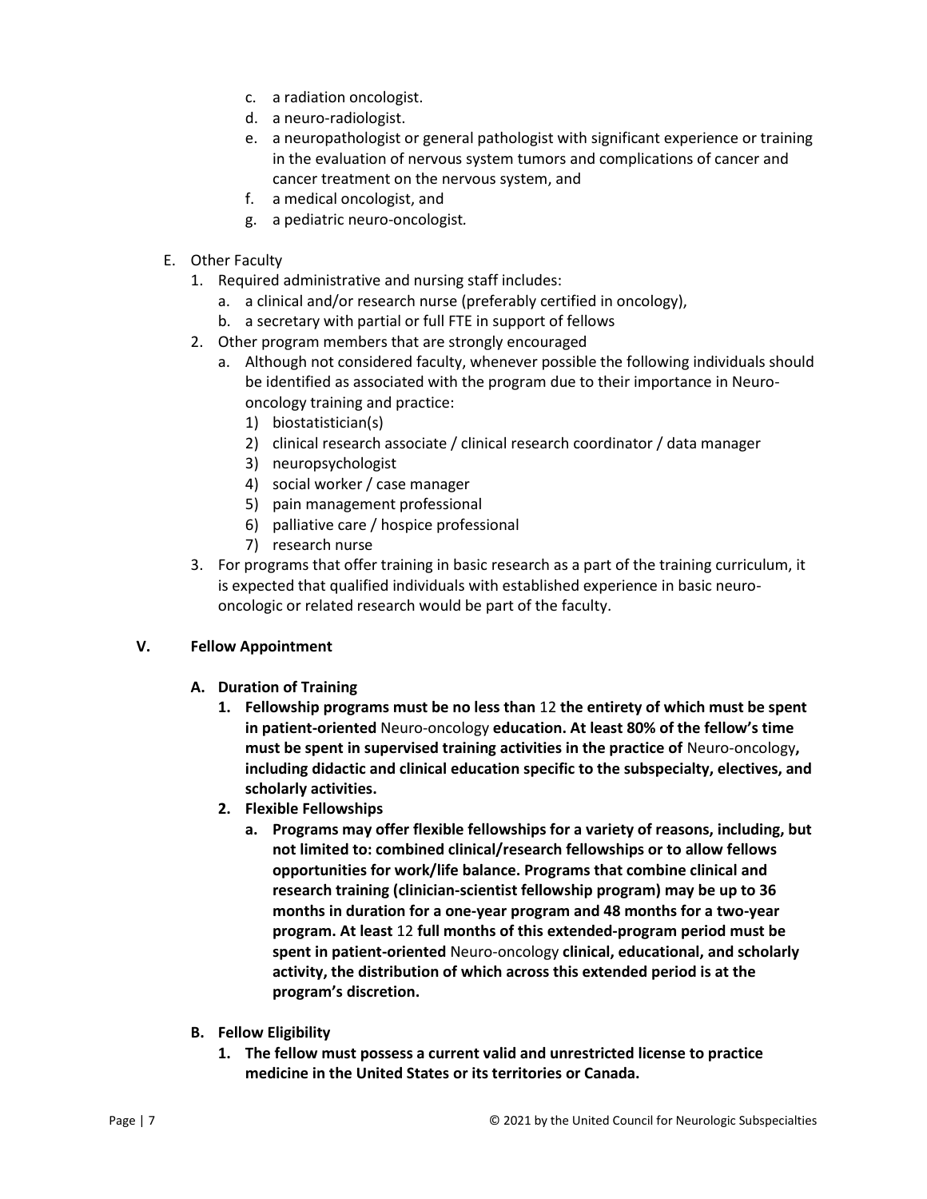c. a radiation oncologist.
   d. a neuro-radiologist.
   e. a neuropathologist or general pathologist with significant experience or training in the evaluation of nervous system tumors and complications of cancer and cancer treatment on the nervous system, and
   f. a medical oncologist, and
   g. a pediatric neuro-oncologist.

E. Other Faculty
   1. Required administrative and nursing staff includes:
      a. a clinical and/or research nurse (preferably certified in oncology),
      b. a secretary with partial or full FTE in support of fellows
   2. Other program members that are strongly encouraged
      a. Although not considered faculty, whenever possible the following individuals should be identified as associated with the program due to their importance in Neuro-oncology training and practice:
         1) biostatistician(s)
         2) clinical research associate / clinical research coordinator / data manager
         3) neuropsychologist
         4) social worker / case manager
         5) pain management professional
         6) palliative care / hospice professional
         7) research nurse
   3. For programs that offer training in basic research as a part of the training curriculum, it is expected that qualified individuals with established experience in basic neuro-oncologic or related research would be part of the faculty.

## V. Fellow Appointment

### A. Duration of Training

1. **Fellowship programs must be no less than** 12 **the entirety of which must be spent in patient-oriented** Neuro-oncology **education. At least 80% of the fellow's time must be spent in supervised training activities in the practice of** Neuro-oncology**, including didactic and clinical education specific to the subspecialty, electives, and scholarly activities.**
2. **Flexible Fellowships**
   a. **Programs may offer flexible fellowships for a variety of reasons, including, but not limited to: combined clinical/research fellowships or to allow fellows opportunities for work/life balance. Programs that combine clinical and research training (clinician-scientist fellowship program) may be up to 36 months in duration for a one-year program and 48 months for a two-year program. At least** 12 **full months of this extended-program period must be spent in patient-oriented** Neuro-oncology **clinical, educational, and scholarly activity, the distribution of which across this extended period is at the program's discretion.**

### B. Fellow Eligibility

1. **The fellow must possess a current valid and unrestricted license to practice medicine in the United States or its territories or Canada.**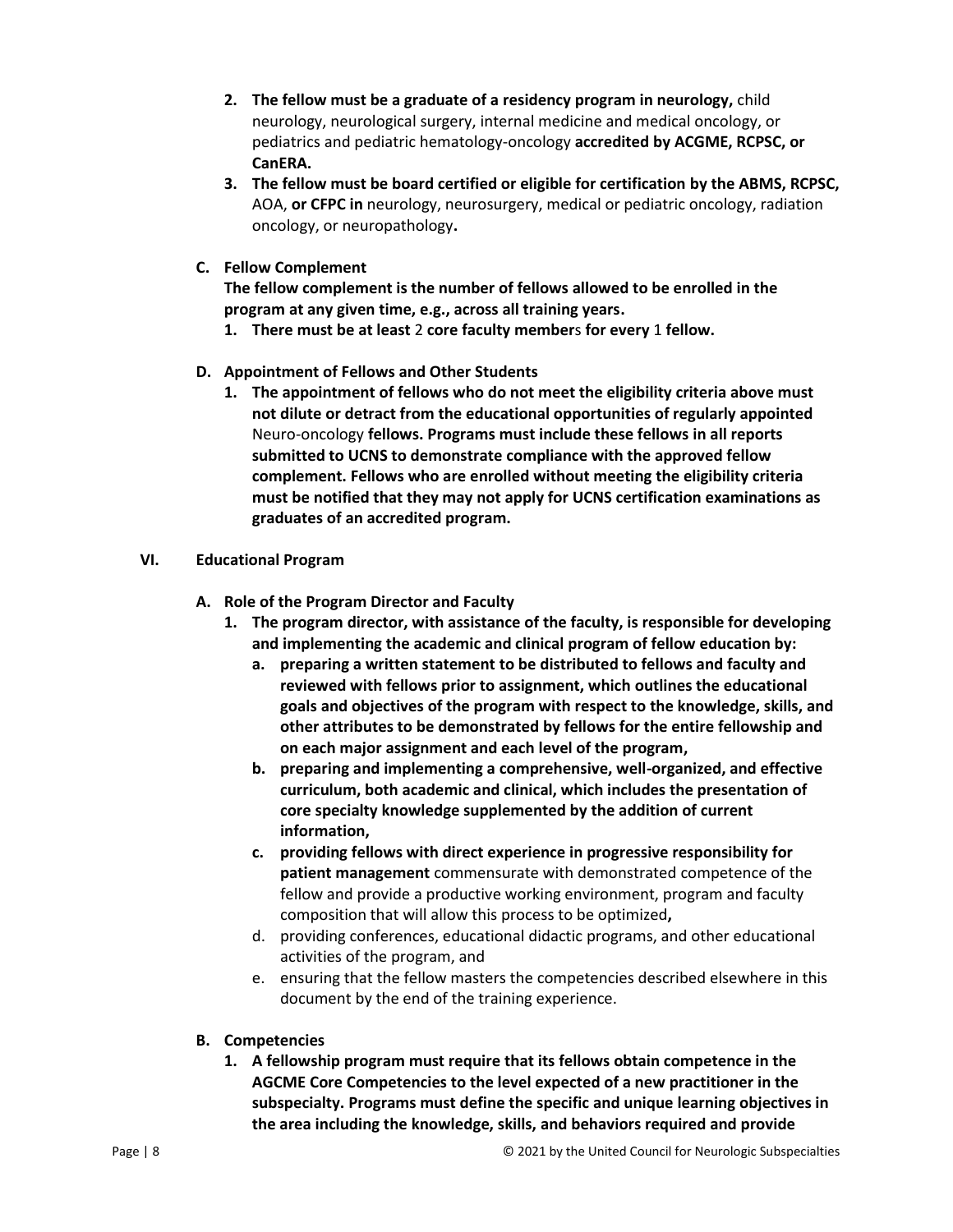2. **The fellow must be a graduate of a residency program in neurology,** child neurology, neurological surgery, internal medicine and medical oncology, or pediatrics and pediatric hematology-oncology **accredited by ACGME, RCPSC, or CanERA.**
3. **The fellow must be board certified or eligible for certification by the ABMS, RCPSC,** AOA, **or CFPC in** neurology, neurosurgery, medical or pediatric oncology, radiation oncology, or neuropathology**.**

**C. Fellow Complement**

**The fellow complement is the number of fellows allowed to be enrolled in the program at any given time, e.g., across all training years.**

1. **There must be at least** 2 **core faculty member**s **for every** 1 **fellow.**

**D. Appointment of Fellows and Other Students**

1. **The appointment of fellows who do not meet the eligibility criteria above must not dilute or detract from the educational opportunities of regularly appointed** Neuro-oncology **fellows. Programs must include these fellows in all reports submitted to UCNS to demonstrate compliance with the approved fellow complement. Fellows who are enrolled without meeting the eligibility criteria must be notified that they may not apply for UCNS certification examinations as graduates of an accredited program.**

## VI. Educational Program

**A. Role of the Program Director and Faculty**

1. **The program director, with assistance of the faculty, is responsible for developing and implementing the academic and clinical program of fellow education by:**
   a. **preparing a written statement to be distributed to fellows and faculty and reviewed with fellows prior to assignment, which outlines the educational goals and objectives of the program with respect to the knowledge, skills, and other attributes to be demonstrated by fellows for the entire fellowship and on each major assignment and each level of the program,**
   b. **preparing and implementing a comprehensive, well-organized, and effective curriculum, both academic and clinical, which includes the presentation of core specialty knowledge supplemented by the addition of current information,**
   c. **providing fellows with direct experience in progressive responsibility for patient management** commensurate with demonstrated competence of the fellow and provide a productive working environment, program and faculty composition that will allow this process to be optimized**,**
   d. providing conferences, educational didactic programs, and other educational activities of the program, and
   e. ensuring that the fellow masters the competencies described elsewhere in this document by the end of the training experience.

**B. Competencies**

1. **A fellowship program must require that its fellows obtain competence in the AGCME Core Competencies to the level expected of a new practitioner in the subspecialty. Programs must define the specific and unique learning objectives in the area including the knowledge, skills, and behaviors required and provide**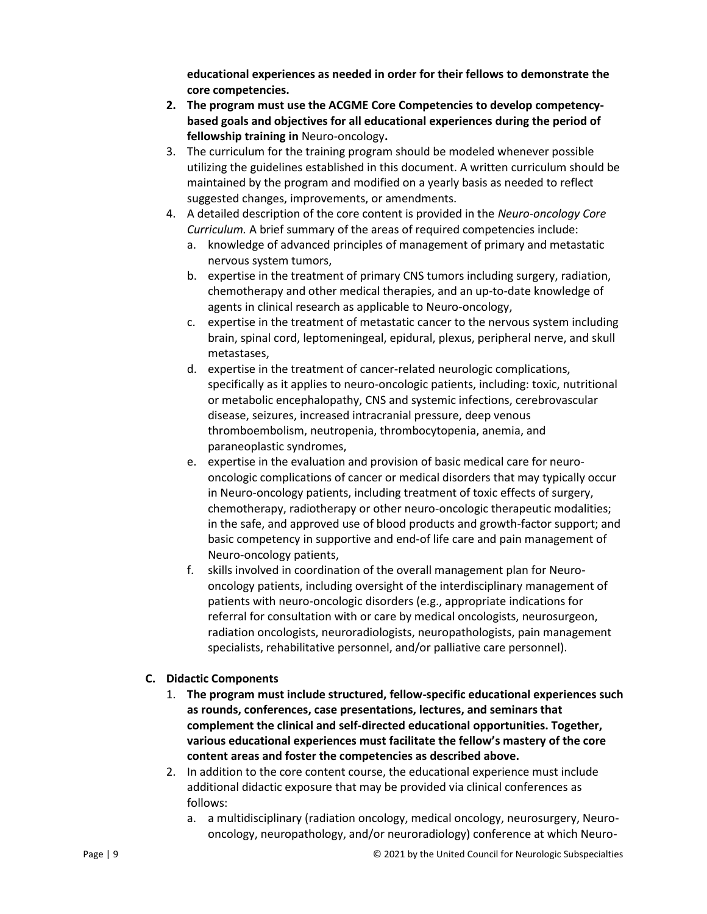**educational experiences as needed in order for their fellows to demonstrate the core competencies.**

2. **The program must use the ACGME Core Competencies to develop competency-based goals and objectives for all educational experiences during the period of fellowship training in** Neuro-oncology**.**
3. The curriculum for the training program should be modeled whenever possible utilizing the guidelines established in this document. A written curriculum should be maintained by the program and modified on a yearly basis as needed to reflect suggested changes, improvements, or amendments.
4. A detailed description of the core content is provided in the *Neuro-oncology Core Curriculum.* A brief summary of the areas of required competencies include:
   a. knowledge of advanced principles of management of primary and metastatic nervous system tumors,
   b. expertise in the treatment of primary CNS tumors including surgery, radiation, chemotherapy and other medical therapies, and an up-to-date knowledge of agents in clinical research as applicable to Neuro-oncology,
   c. expertise in the treatment of metastatic cancer to the nervous system including brain, spinal cord, leptomeningeal, epidural, plexus, peripheral nerve, and skull metastases,
   d. expertise in the treatment of cancer-related neurologic complications, specifically as it applies to neuro-oncologic patients, including: toxic, nutritional or metabolic encephalopathy, CNS and systemic infections, cerebrovascular disease, seizures, increased intracranial pressure, deep venous thromboembolism, neutropenia, thrombocytopenia, anemia, and paraneoplastic syndromes,
   e. expertise in the evaluation and provision of basic medical care for neuro-oncologic complications of cancer or medical disorders that may typically occur in Neuro-oncology patients, including treatment of toxic effects of surgery, chemotherapy, radiotherapy or other neuro-oncologic therapeutic modalities; in the safe, and approved use of blood products and growth-factor support; and basic competency in supportive and end-of life care and pain management of Neuro-oncology patients,
   f. skills involved in coordination of the overall management plan for Neuro-oncology patients, including oversight of the interdisciplinary management of patients with neuro-oncologic disorders (e.g., appropriate indications for referral for consultation with or care by medical oncologists, neurosurgeon, radiation oncologists, neuroradiologists, neuropathologists, pain management specialists, rehabilitative personnel, and/or palliative care personnel).

**C. Didactic Components**

1. **The program must include structured, fellow-specific educational experiences such as rounds, conferences, case presentations, lectures, and seminars that complement the clinical and self-directed educational opportunities. Together, various educational experiences must facilitate the fellow's mastery of the core content areas and foster the competencies as described above.**
2. In addition to the core content course, the educational experience must include additional didactic exposure that may be provided via clinical conferences as follows:
   a. a multidisciplinary (radiation oncology, medical oncology, neurosurgery, Neuro-oncology, neuropathology, and/or neuroradiology) conference at which Neuro-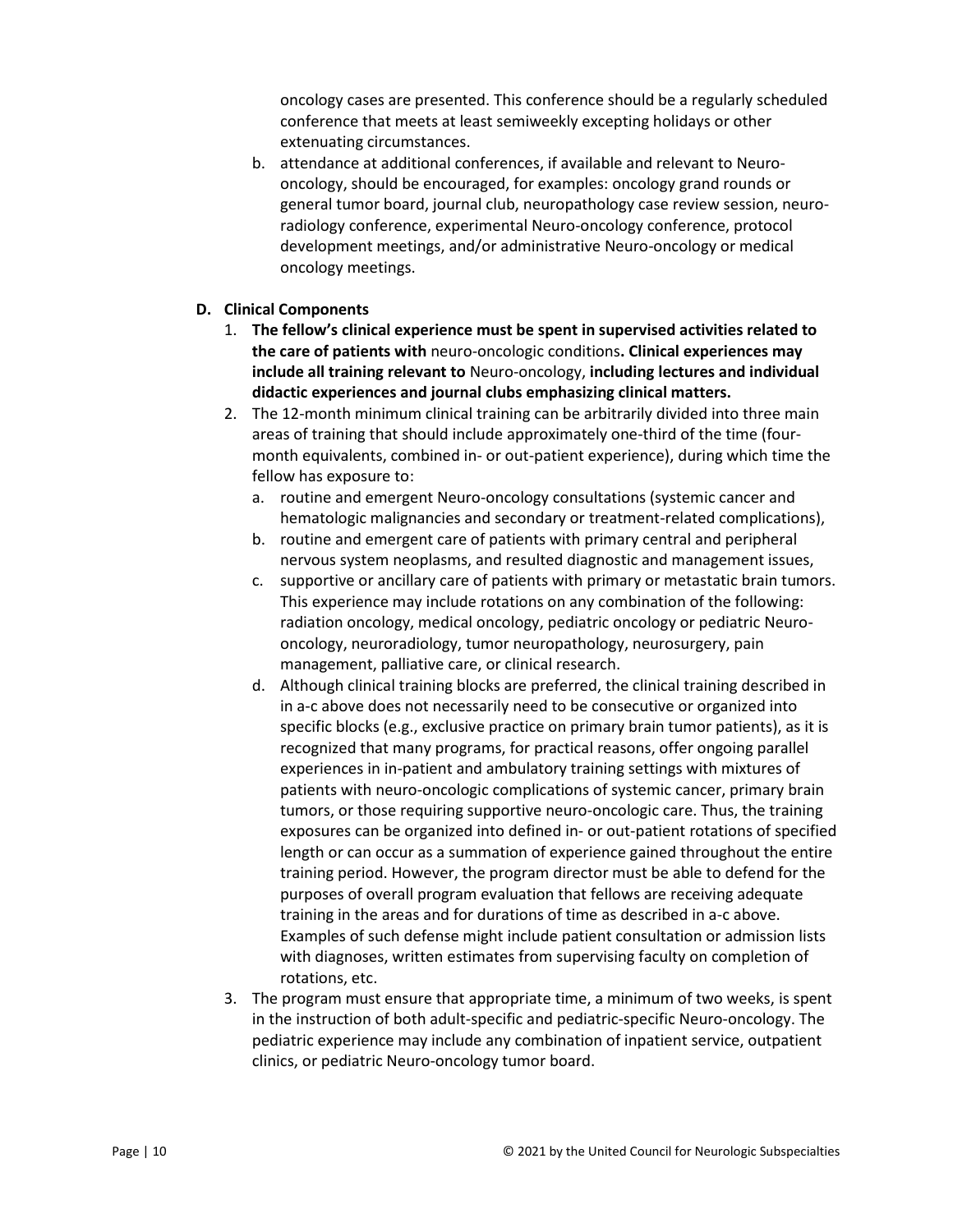oncology cases are presented. This conference should be a regularly scheduled conference that meets at least semiweekly excepting holidays or other extenuating circumstances.

b. attendance at additional conferences, if available and relevant to Neuro-oncology, should be encouraged, for examples: oncology grand rounds or general tumor board, journal club, neuropathology case review session, neuro-radiology conference, experimental Neuro-oncology conference, protocol development meetings, and/or administrative Neuro-oncology or medical oncology meetings.

**D. Clinical Components**

1. **The fellow's clinical experience must be spent in supervised activities related to the care of patients with** neuro-oncologic conditions**. Clinical experiences may include all training relevant to** Neuro-oncology, **including lectures and individual didactic experiences and journal clubs emphasizing clinical matters.**
2. The 12-month minimum clinical training can be arbitrarily divided into three main areas of training that should include approximately one-third of the time (four-month equivalents, combined in- or out-patient experience), during which time the fellow has exposure to:
   a. routine and emergent Neuro-oncology consultations (systemic cancer and hematologic malignancies and secondary or treatment-related complications),
   b. routine and emergent care of patients with primary central and peripheral nervous system neoplasms, and resulted diagnostic and management issues,
   c. supportive or ancillary care of patients with primary or metastatic brain tumors. This experience may include rotations on any combination of the following: radiation oncology, medical oncology, pediatric oncology or pediatric Neuro-oncology, neuroradiology, tumor neuropathology, neurosurgery, pain management, palliative care, or clinical research.
   d. Although clinical training blocks are preferred, the clinical training described in in a-c above does not necessarily need to be consecutive or organized into specific blocks (e.g., exclusive practice on primary brain tumor patients), as it is recognized that many programs, for practical reasons, offer ongoing parallel experiences in in-patient and ambulatory training settings with mixtures of patients with neuro-oncologic complications of systemic cancer, primary brain tumors, or those requiring supportive neuro-oncologic care. Thus, the training exposures can be organized into defined in- or out-patient rotations of specified length or can occur as a summation of experience gained throughout the entire training period. However, the program director must be able to defend for the purposes of overall program evaluation that fellows are receiving adequate training in the areas and for durations of time as described in a-c above. Examples of such defense might include patient consultation or admission lists with diagnoses, written estimates from supervising faculty on completion of rotations, etc.
3. The program must ensure that appropriate time, a minimum of two weeks, is spent in the instruction of both adult-specific and pediatric-specific Neuro-oncology. The pediatric experience may include any combination of inpatient service, outpatient clinics, or pediatric Neuro-oncology tumor board.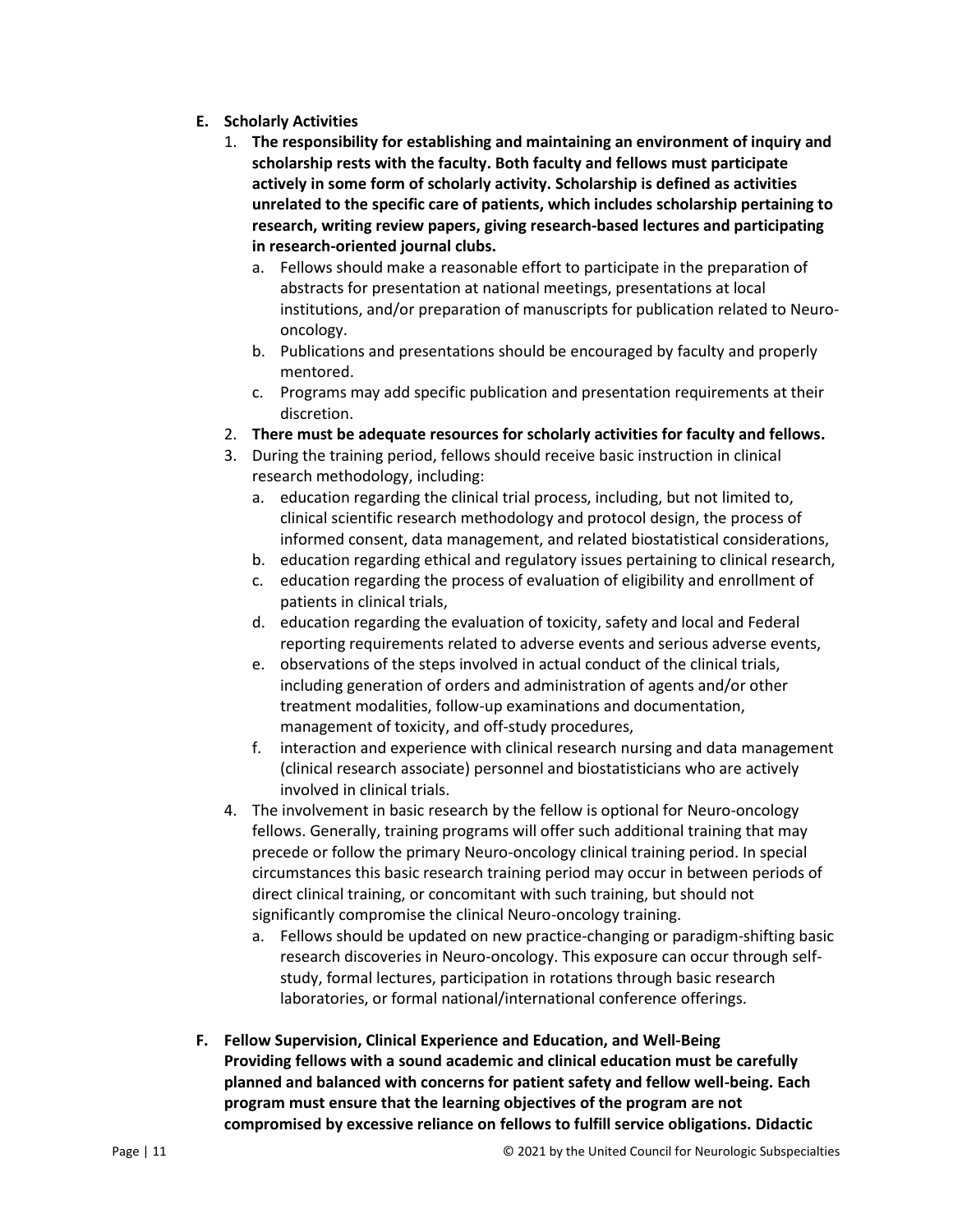### E. Scholarly Activities

1. **The responsibility for establishing and maintaining an environment of inquiry and scholarship rests with the faculty. Both faculty and fellows must participate actively in some form of scholarly activity. Scholarship is defined as activities unrelated to the specific care of patients, which includes scholarship pertaining to research, writing review papers, giving research-based lectures and participating in research-oriented journal clubs.**
   a. Fellows should make a reasonable effort to participate in the preparation of abstracts for presentation at national meetings, presentations at local institutions, and/or preparation of manuscripts for publication related to Neuro-oncology.
   b. Publications and presentations should be encouraged by faculty and properly mentored.
   c. Programs may add specific publication and presentation requirements at their discretion.
2. **There must be adequate resources for scholarly activities for faculty and fellows.**
3. During the training period, fellows should receive basic instruction in clinical research methodology, including:
   a. education regarding the clinical trial process, including, but not limited to, clinical scientific research methodology and protocol design, the process of informed consent, data management, and related biostatistical considerations,
   b. education regarding ethical and regulatory issues pertaining to clinical research,
   c. education regarding the process of evaluation of eligibility and enrollment of patients in clinical trials,
   d. education regarding the evaluation of toxicity, safety and local and Federal reporting requirements related to adverse events and serious adverse events,
   e. observations of the steps involved in actual conduct of the clinical trials, including generation of orders and administration of agents and/or other treatment modalities, follow-up examinations and documentation, management of toxicity, and off-study procedures,
   f. interaction and experience with clinical research nursing and data management (clinical research associate) personnel and biostatisticians who are actively involved in clinical trials.
4. The involvement in basic research by the fellow is optional for Neuro-oncology fellows. Generally, training programs will offer such additional training that may precede or follow the primary Neuro-oncology clinical training period. In special circumstances this basic research training period may occur in between periods of direct clinical training, or concomitant with such training, but should not significantly compromise the clinical Neuro-oncology training.
   a. Fellows should be updated on new practice-changing or paradigm-shifting basic research discoveries in Neuro-oncology. This exposure can occur through self-study, formal lectures, participation in rotations through basic research laboratories, or formal national/international conference offerings.

### F. Fellow Supervision, Clinical Experience and Education, and Well-Being

**Providing fellows with a sound academic and clinical education must be carefully planned and balanced with concerns for patient safety and fellow well-being. Each program must ensure that the learning objectives of the program are not compromised by excessive reliance on fellows to fulfill service obligations. Didactic**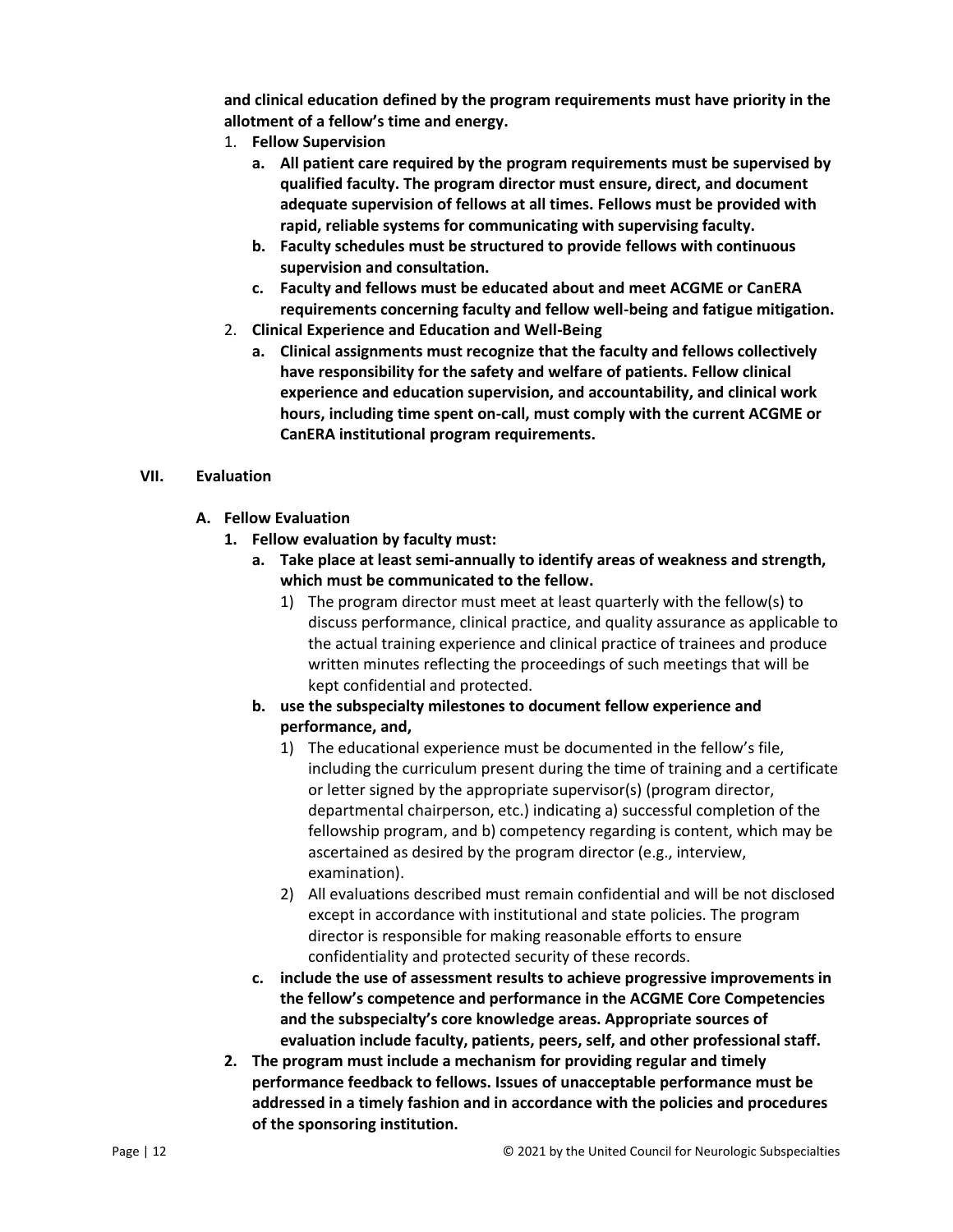**and clinical education defined by the program requirements must have priority in the allotment of a fellow's time and energy.**

1. **Fellow Supervision**
   a. **All patient care required by the program requirements must be supervised by qualified faculty. The program director must ensure, direct, and document adequate supervision of fellows at all times. Fellows must be provided with rapid, reliable systems for communicating with supervising faculty.**
   b. **Faculty schedules must be structured to provide fellows with continuous supervision and consultation.**
   c. **Faculty and fellows must be educated about and meet ACGME or CanERA requirements concerning faculty and fellow well-being and fatigue mitigation.**
2. **Clinical Experience and Education and Well-Being**
   a. **Clinical assignments must recognize that the faculty and fellows collectively have responsibility for the safety and welfare of patients. Fellow clinical experience and education supervision, and accountability, and clinical work hours, including time spent on-call, must comply with the current ACGME or CanERA institutional program requirements.**

## VII. Evaluation

### A. Fellow Evaluation

1. **Fellow evaluation by faculty must:**
   a. **Take place at least semi-annually to identify areas of weakness and strength, which must be communicated to the fellow.**
      1) The program director must meet at least quarterly with the fellow(s) to discuss performance, clinical practice, and quality assurance as applicable to the actual training experience and clinical practice of trainees and produce written minutes reflecting the proceedings of such meetings that will be kept confidential and protected.
   b. **use the subspecialty milestones to document fellow experience and performance, and,**
      1) The educational experience must be documented in the fellow's file, including the curriculum present during the time of training and a certificate or letter signed by the appropriate supervisor(s) (program director, departmental chairperson, etc.) indicating a) successful completion of the fellowship program, and b) competency regarding is content, which may be ascertained as desired by the program director (e.g., interview, examination).
      2) All evaluations described must remain confidential and will be not disclosed except in accordance with institutional and state policies. The program director is responsible for making reasonable efforts to ensure confidentiality and protected security of these records.
   c. **include the use of assessment results to achieve progressive improvements in the fellow's competence and performance in the ACGME Core Competencies and the subspecialty's core knowledge areas. Appropriate sources of evaluation include faculty, patients, peers, self, and other professional staff.**
2. **The program must include a mechanism for providing regular and timely performance feedback to fellows. Issues of unacceptable performance must be addressed in a timely fashion and in accordance with the policies and procedures of the sponsoring institution.**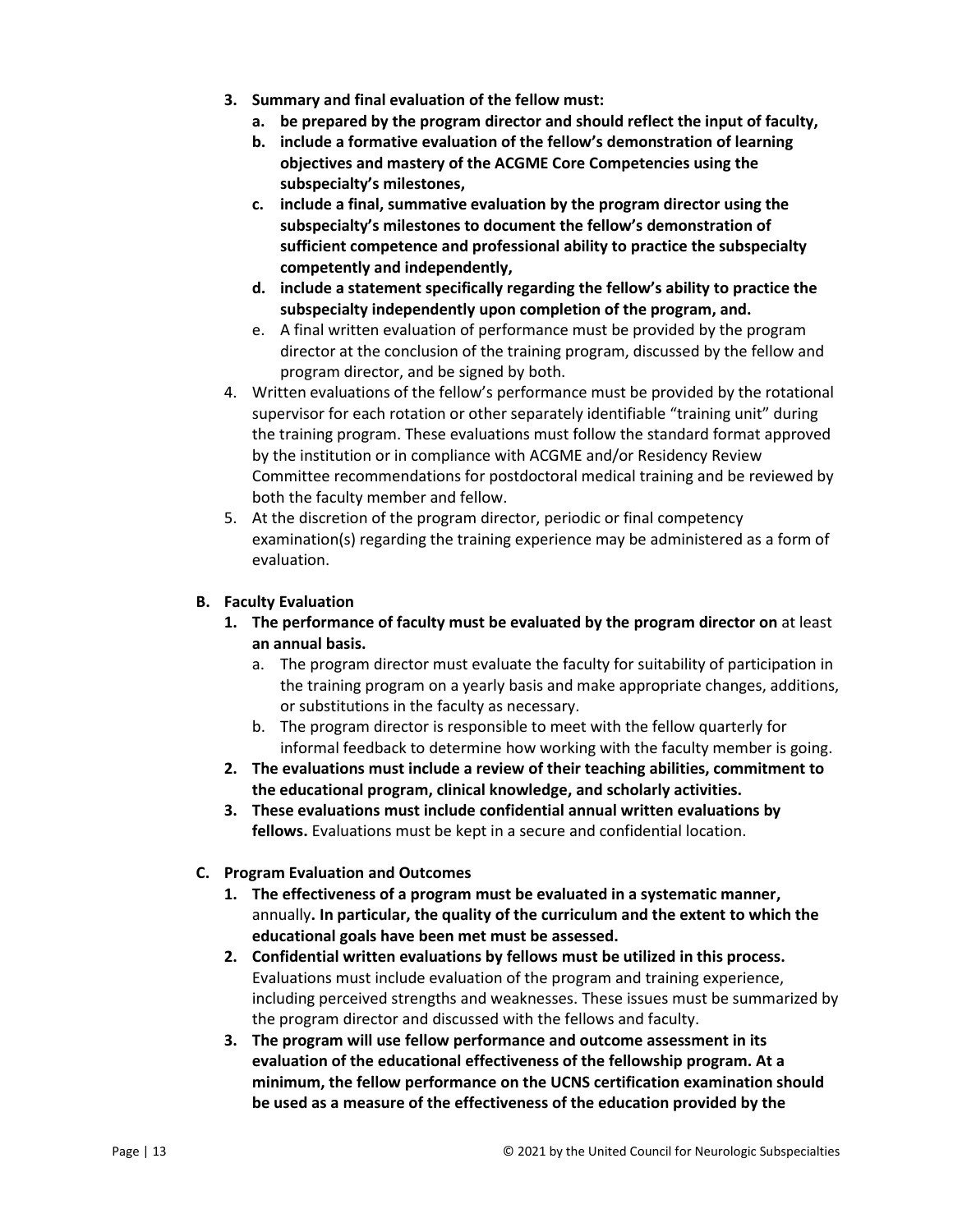3. **Summary and final evaluation of the fellow must:**
    a. **be prepared by the program director and should reflect the input of faculty,**
    b. **include a formative evaluation of the fellow's demonstration of learning objectives and mastery of the ACGME Core Competencies using the subspecialty's milestones,**
    c. **include a final, summative evaluation by the program director using the subspecialty's milestones to document the fellow's demonstration of sufficient competence and professional ability to practice the subspecialty competently and independently,**
    d. **include a statement specifically regarding the fellow's ability to practice the subspecialty independently upon completion of the program, and.**
    e. A final written evaluation of performance must be provided by the program director at the conclusion of the training program, discussed by the fellow and program director, and be signed by both.
4. Written evaluations of the fellow's performance must be provided by the rotational supervisor for each rotation or other separately identifiable "training unit" during the training program. These evaluations must follow the standard format approved by the institution or in compliance with ACGME and/or Residency Review Committee recommendations for postdoctoral medical training and be reviewed by both the faculty member and fellow.
5. At the discretion of the program director, periodic or final competency examination(s) regarding the training experience may be administered as a form of evaluation.

**B. Faculty Evaluation**

1. **The performance of faculty must be evaluated by the program director on** at least **an annual basis.**
    a. The program director must evaluate the faculty for suitability of participation in the training program on a yearly basis and make appropriate changes, additions, or substitutions in the faculty as necessary.
    b. The program director is responsible to meet with the fellow quarterly for informal feedback to determine how working with the faculty member is going.
2. **The evaluations must include a review of their teaching abilities, commitment to the educational program, clinical knowledge, and scholarly activities.**
3. **These evaluations must include confidential annual written evaluations by fellows.** Evaluations must be kept in a secure and confidential location.

**C. Program Evaluation and Outcomes**

1. **The effectiveness of a program must be evaluated in a systematic manner,** annually**. In particular, the quality of the curriculum and the extent to which the educational goals have been met must be assessed.**
2. **Confidential written evaluations by fellows must be utilized in this process.** Evaluations must include evaluation of the program and training experience, including perceived strengths and weaknesses. These issues must be summarized by the program director and discussed with the fellows and faculty.
3. **The program will use fellow performance and outcome assessment in its evaluation of the educational effectiveness of the fellowship program. At a minimum, the fellow performance on the UCNS certification examination should be used as a measure of the effectiveness of the education provided by the**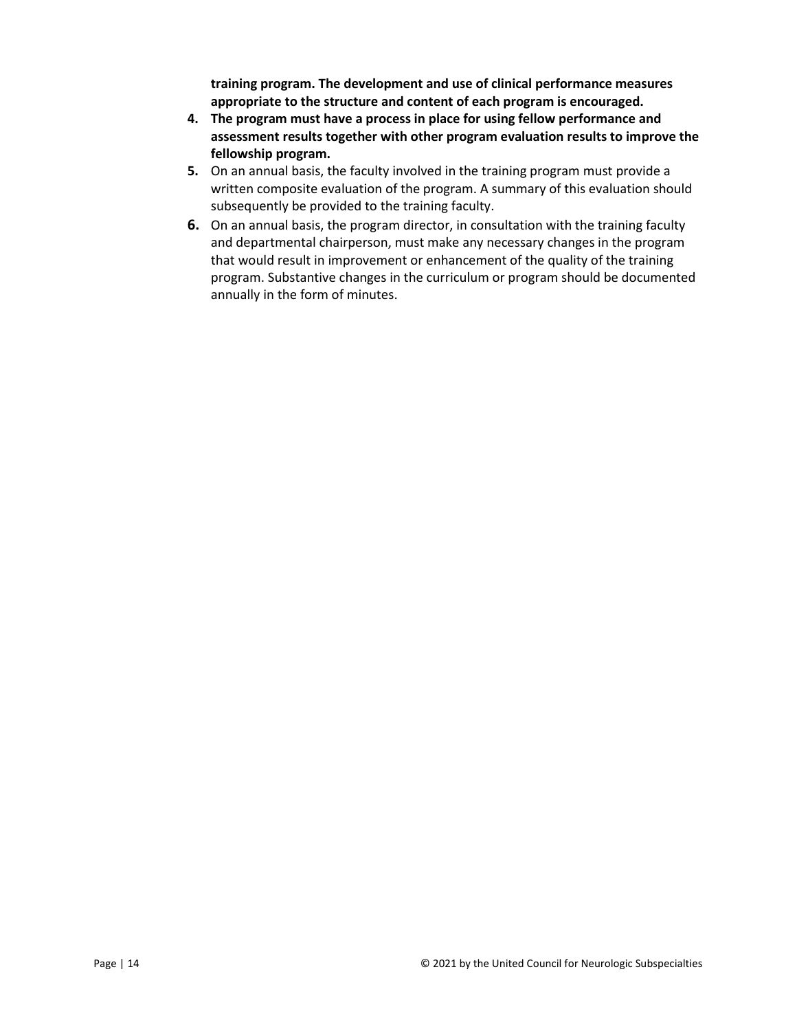**training program. The development and use of clinical performance measures appropriate to the structure and content of each program is encouraged.**

4. **The program must have a process in place for using fellow performance and assessment results together with other program evaluation results to improve the fellowship program.**
5. On an annual basis, the faculty involved in the training program must provide a written composite evaluation of the program. A summary of this evaluation should subsequently be provided to the training faculty.
6. On an annual basis, the program director, in consultation with the training faculty and departmental chairperson, must make any necessary changes in the program that would result in improvement or enhancement of the quality of the training program. Substantive changes in the curriculum or program should be documented annually in the form of minutes.